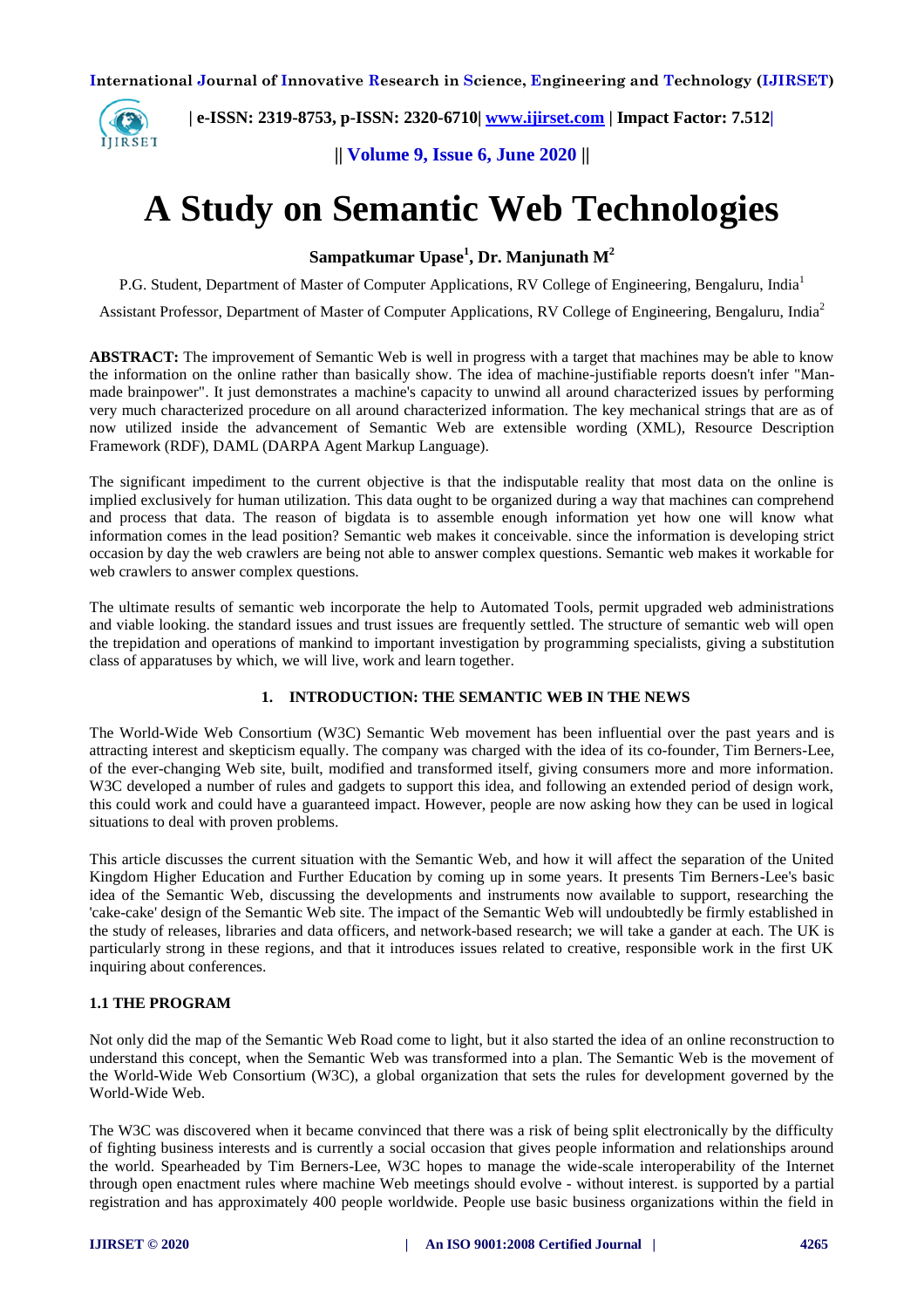# A Study on Semantic Web Technologies

**Sampatkumar Upase[1], Dr. Manjunath M[2]**

P.G. Student, Department of Master of Computer Applications, RV College of Engineering, Bengaluru, India[1]

Assistant Professor, Department of Master of Computer Applications, RV College of Engineering, Bengaluru, India[2]

**ABSTRACT:** The improvement of Semantic Web is well in progress with a target that machines may be able to know the information on the online rather than basically show. The idea of machine-justifiable reports doesn't infer "Man-made brainpower". It just demonstrates a machine's capacity to unwind all around characterized issues by performing very much characterized procedure on all around characterized information. The key mechanical strings that are as of now utilized inside the advancement of Semantic Web are extensible wording (XML), Resource Description Framework (RDF), DAML (DARPA Agent Markup Language).

The significant impediment to the current objective is that the indisputable reality that most data on the online is implied exclusively for human utilization. This data ought to be organized during a way that machines can comprehend and process that data. The reason of bigdata is to assemble enough information yet how one will know what information comes in the lead position? Semantic web makes it conceivable. since the information is developing strict occasion by day the web crawlers are being not able to answer complex questions. Semantic web makes it workable for web crawlers to answer complex questions.

The ultimate results of semantic web incorporate the help to Automated Tools, permit upgraded web administrations and viable looking. the standard issues and trust issues are frequently settled. The structure of semantic web will open the trepidation and operations of mankind to important investigation by programming specialists, giving a substitution class of apparatuses by which, we will live, work and learn together.

## 1. INTRODUCTION: THE SEMANTIC WEB IN THE NEWS

The World-Wide Web Consortium (W3C) Semantic Web movement has been influential over the past years and is attracting interest and skepticism equally. The company was charged with the idea of its co-founder, Tim Berners-Lee, of the ever-changing Web site, built, modified and transformed itself, giving consumers more and more information. W3C developed a number of rules and gadgets to support this idea, and following an extended period of design work, this could work and could have a guaranteed impact. However, people are now asking how they can be used in logical situations to deal with proven problems.

This article discusses the current situation with the Semantic Web, and how it will affect the separation of the United Kingdom Higher Education and Further Education by coming up in some years. It presents Tim Berners-Lee's basic idea of the Semantic Web, discussing the developments and instruments now available to support, researching the 'cake-cake' design of the Semantic Web site. The impact of the Semantic Web will undoubtedly be firmly established in the study of releases, libraries and data officers, and network-based research; we will take a gander at each. The UK is particularly strong in these regions, and that it introduces issues related to creative, responsible work in the first UK inquiring about conferences.

### 1.1 THE PROGRAM

Not only did the map of the Semantic Web Road come to light, but it also started the idea of an online reconstruction to understand this concept, when the Semantic Web was transformed into a plan. The Semantic Web is the movement of the World-Wide Web Consortium (W3C), a global organization that sets the rules for development governed by the World-Wide Web.

The W3C was discovered when it became convinced that there was a risk of being split electronically by the difficulty of fighting business interests and is currently a social occasion that gives people information and relationships around the world. Spearheaded by Tim Berners-Lee, W3C hopes to manage the wide-scale interoperability of the Internet through open enactment rules where machine Web meetings should evolve - without interest. is supported by a partial registration and has approximately 400 people worldwide. People use basic business organizations within the field in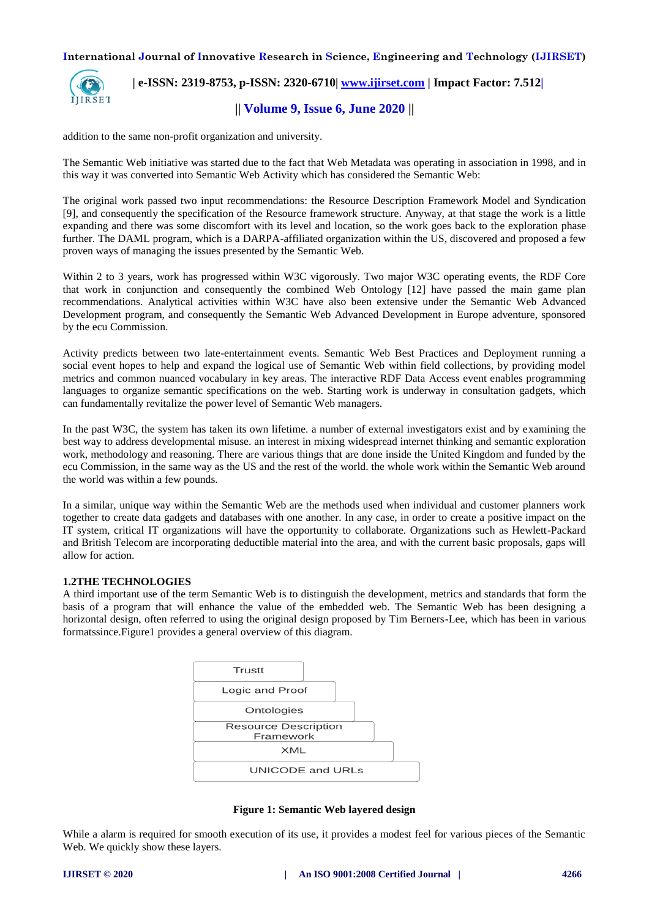addition to the same non-profit organization and university.

The Semantic Web initiative was started due to the fact that Web Metadata was operating in association in 1998, and in this way it was converted into Semantic Web Activity which has considered the Semantic Web:

The original work passed two input recommendations: the Resource Description Framework Model and Syndication [9], and consequently the specification of the Resource framework structure. Anyway, at that stage the work is a little expanding and there was some discomfort with its level and location, so the work goes back to the exploration phase further. The DAML program, which is a DARPA-affiliated organization within the US, discovered and proposed a few proven ways of managing the issues presented by the Semantic Web.

Within 2 to 3 years, work has progressed within W3C vigorously. Two major W3C operating events, the RDF Core that work in conjunction and consequently the combined Web Ontology [12] have passed the main game plan recommendations. Analytical activities within W3C have also been extensive under the Semantic Web Advanced Development program, and consequently the Semantic Web Advanced Development in Europe adventure, sponsored by the ecu Commission.

Activity predicts between two late-entertainment events. Semantic Web Best Practices and Deployment running a social event hopes to help and expand the logical use of Semantic Web within field collections, by providing model metrics and common nuanced vocabulary in key areas. The interactive RDF Data Access event enables programming languages to organize semantic specifications on the web. Starting work is underway in consultation gadgets, which can fundamentally revitalize the power level of Semantic Web managers.

In the past W3C, the system has taken its own lifetime. a number of external investigators exist and by examining the best way to address developmental misuse. an interest in mixing widespread internet thinking and semantic exploration work, methodology and reasoning. There are various things that are done inside the United Kingdom and funded by the ecu Commission, in the same way as the US and the rest of the world. the whole work within the Semantic Web around the world was within a few pounds.

In a similar, unique way within the Semantic Web are the methods used when individual and customer planners work together to create data gadgets and databases with one another. In any case, in order to create a positive impact on the IT system, critical IT organizations will have the opportunity to collaborate. Organizations such as Hewlett-Packard and British Telecom are incorporating deductible material into the area, and with the current basic proposals, gaps will allow for action.

### 1.2THE TECHNOLOGIES

A third important use of the term Semantic Web is to distinguish the development, metrics and standards that form the basis of a program that will enhance the value of the embedded web. The Semantic Web has been designing a horizontal design, often referred to using the original design proposed by Tim Berners-Lee, which has been in various formatssince.Figure1 provides a general overview of this diagram.

| Trustt |
|---|
| Logic and Proof |
| Ontologies |
| Resource Description Framework |
| XML |
| UNICODE and URLs |

**Figure 1: Semantic Web layered design**

While a alarm is required for smooth execution of its use, it provides a modest feel for various pieces of the Semantic Web. We quickly show these layers.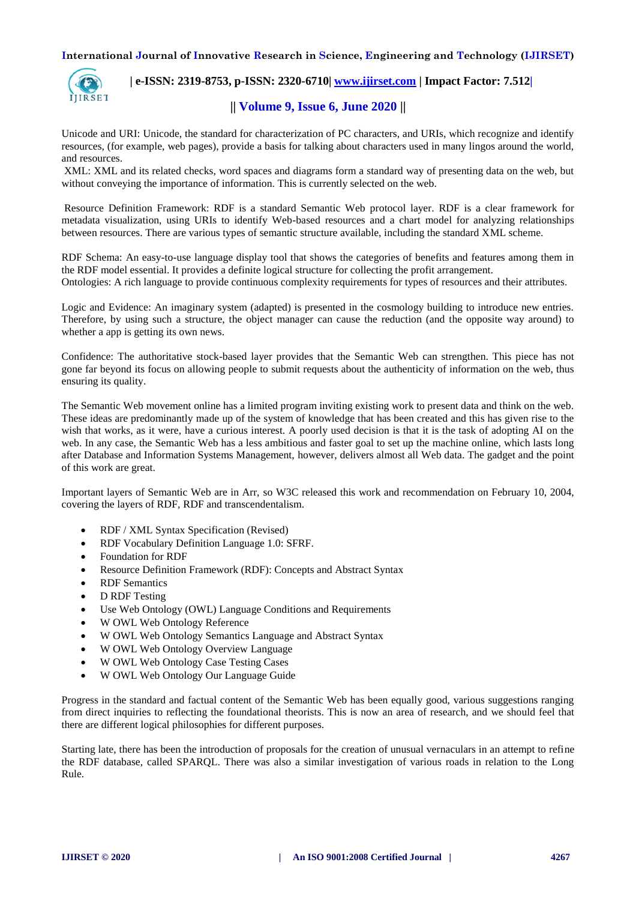Unicode and URI: Unicode, the standard for characterization of PC characters, and URIs, which recognize and identify resources, (for example, web pages), provide a basis for talking about characters used in many lingos around the world, and resources.

XML: XML and its related checks, word spaces and diagrams form a standard way of presenting data on the web, but without conveying the importance of information. This is currently selected on the web.

Resource Definition Framework: RDF is a standard Semantic Web protocol layer. RDF is a clear framework for metadata visualization, using URIs to identify Web-based resources and a chart model for analyzing relationships between resources. There are various types of semantic structure available, including the standard XML scheme.

RDF Schema: An easy-to-use language display tool that shows the categories of benefits and features among them in the RDF model essential. It provides a definite logical structure for collecting the profit arrangement.

Ontologies: A rich language to provide continuous complexity requirements for types of resources and their attributes.

Logic and Evidence: An imaginary system (adapted) is presented in the cosmology building to introduce new entries. Therefore, by using such a structure, the object manager can cause the reduction (and the opposite way around) to whether a app is getting its own news.

Confidence: The authoritative stock-based layer provides that the Semantic Web can strengthen. This piece has not gone far beyond its focus on allowing people to submit requests about the authenticity of information on the web, thus ensuring its quality.

The Semantic Web movement online has a limited program inviting existing work to present data and think on the web. These ideas are predominantly made up of the system of knowledge that has been created and this has given rise to the wish that works, as it were, have a curious interest. A poorly used decision is that it is the task of adopting AI on the web. In any case, the Semantic Web has a less ambitious and faster goal to set up the machine online, which lasts long after Database and Information Systems Management, however, delivers almost all Web data. The gadget and the point of this work are great.

Important layers of Semantic Web are in Arr, so W3C released this work and recommendation on February 10, 2004, covering the layers of RDF, RDF and transcendentalism.

- RDF / XML Syntax Specification (Revised)
- RDF Vocabulary Definition Language 1.0: SFRF.
- Foundation for RDF
- Resource Definition Framework (RDF): Concepts and Abstract Syntax
- RDF Semantics
- D RDF Testing
- Use Web Ontology (OWL) Language Conditions and Requirements
- W OWL Web Ontology Reference
- W OWL Web Ontology Semantics Language and Abstract Syntax
- W OWL Web Ontology Overview Language
- W OWL Web Ontology Case Testing Cases
- W OWL Web Ontology Our Language Guide

Progress in the standard and factual content of the Semantic Web has been equally good, various suggestions ranging from direct inquiries to reflecting the foundational theorists. This is now an area of research, and we should feel that there are different logical philosophies for different purposes.

Starting late, there has been the introduction of proposals for the creation of unusual vernaculars in an attempt to refine the RDF database, called SPARQL. There was also a similar investigation of various roads in relation to the Long Rule.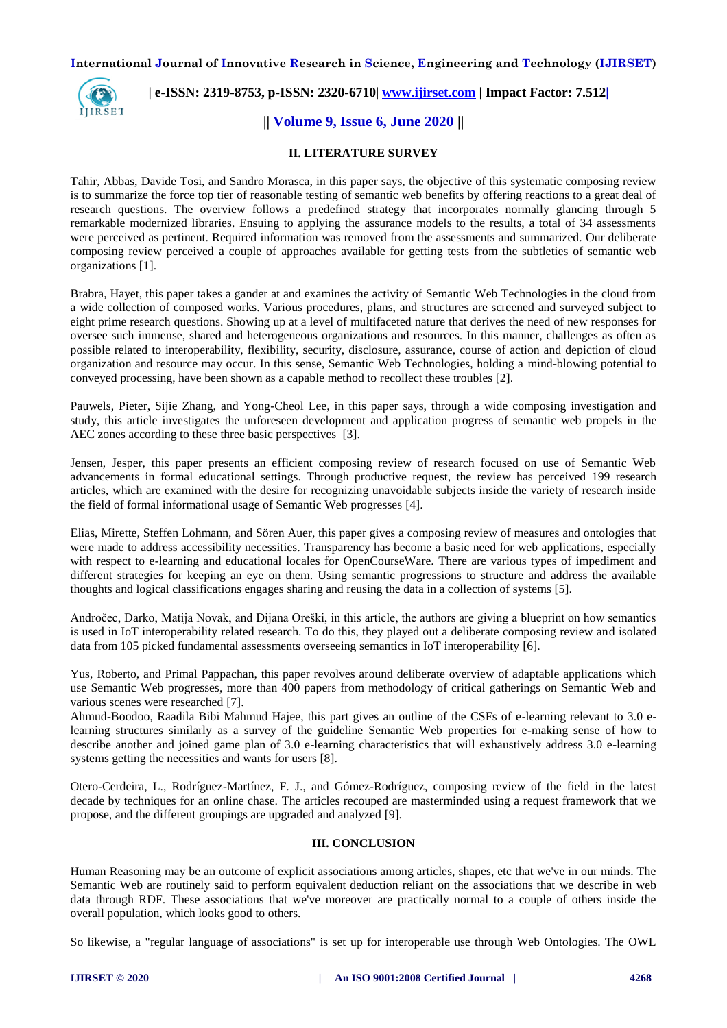## II. LITERATURE SURVEY

Tahir, Abbas, Davide Tosi, and Sandro Morasca, in this paper says, the objective of this systematic composing review is to summarize the force top tier of reasonable testing of semantic web benefits by offering reactions to a great deal of research questions. The overview follows a predefined strategy that incorporates normally glancing through 5 remarkable modernized libraries. Ensuing to applying the assurance models to the results, a total of 34 assessments were perceived as pertinent. Required information was removed from the assessments and summarized. Our deliberate composing review perceived a couple of approaches available for getting tests from the subtleties of semantic web organizations [1].

Brabra, Hayet, this paper takes a gander at and examines the activity of Semantic Web Technologies in the cloud from a wide collection of composed works. Various procedures, plans, and structures are screened and surveyed subject to eight prime research questions. Showing up at a level of multifaceted nature that derives the need of new responses for oversee such immense, shared and heterogeneous organizations and resources. In this manner, challenges as often as possible related to interoperability, flexibility, security, disclosure, assurance, course of action and depiction of cloud organization and resource may occur. In this sense, Semantic Web Technologies, holding a mind-blowing potential to conveyed processing, have been shown as a capable method to recollect these troubles [2].

Pauwels, Pieter, Sijie Zhang, and Yong-Cheol Lee, in this paper says, through a wide composing investigation and study, this article investigates the unforeseen development and application progress of semantic web propels in the AEC zones according to these three basic perspectives [3].

Jensen, Jesper, this paper presents an efficient composing review of research focused on use of Semantic Web advancements in formal educational settings. Through productive request, the review has perceived 199 research articles, which are examined with the desire for recognizing unavoidable subjects inside the variety of research inside the field of formal informational usage of Semantic Web progresses [4].

Elias, Mirette, Steffen Lohmann, and Sören Auer, this paper gives a composing review of measures and ontologies that were made to address accessibility necessities. Transparency has become a basic need for web applications, especially with respect to e-learning and educational locales for OpenCourseWare. There are various types of impediment and different strategies for keeping an eye on them. Using semantic progressions to structure and address the available thoughts and logical classifications engages sharing and reusing the data in a collection of systems [5].

Andročec, Darko, Matija Novak, and Dijana Oreški, in this article, the authors are giving a blueprint on how semantics is used in IoT interoperability related research. To do this, they played out a deliberate composing review and isolated data from 105 picked fundamental assessments overseeing semantics in IoT interoperability [6].

Yus, Roberto, and Primal Pappachan, this paper revolves around deliberate overview of adaptable applications which use Semantic Web progresses, more than 400 papers from methodology of critical gatherings on Semantic Web and various scenes were researched [7].

Ahmud-Boodoo, Raadila Bibi Mahmud Hajee, this part gives an outline of the CSFs of e-learning relevant to 3.0 e-learning structures similarly as a survey of the guideline Semantic Web properties for e-making sense of how to describe another and joined game plan of 3.0 e-learning characteristics that will exhaustively address 3.0 e-learning systems getting the necessities and wants for users [8].

Otero-Cerdeira, L., Rodríguez-Martínez, F. J., and Gómez-Rodríguez, composing review of the field in the latest decade by techniques for an online chase. The articles recouped are masterminded using a request framework that we propose, and the different groupings are upgraded and analyzed [9].

## III. CONCLUSION

Human Reasoning may be an outcome of explicit associations among articles, shapes, etc that we've in our minds. The Semantic Web are routinely said to perform equivalent deduction reliant on the associations that we describe in web data through RDF. These associations that we've moreover are practically normal to a couple of others inside the overall population, which looks good to others.

So likewise, a "regular language of associations" is set up for interoperable use through Web Ontologies. The OWL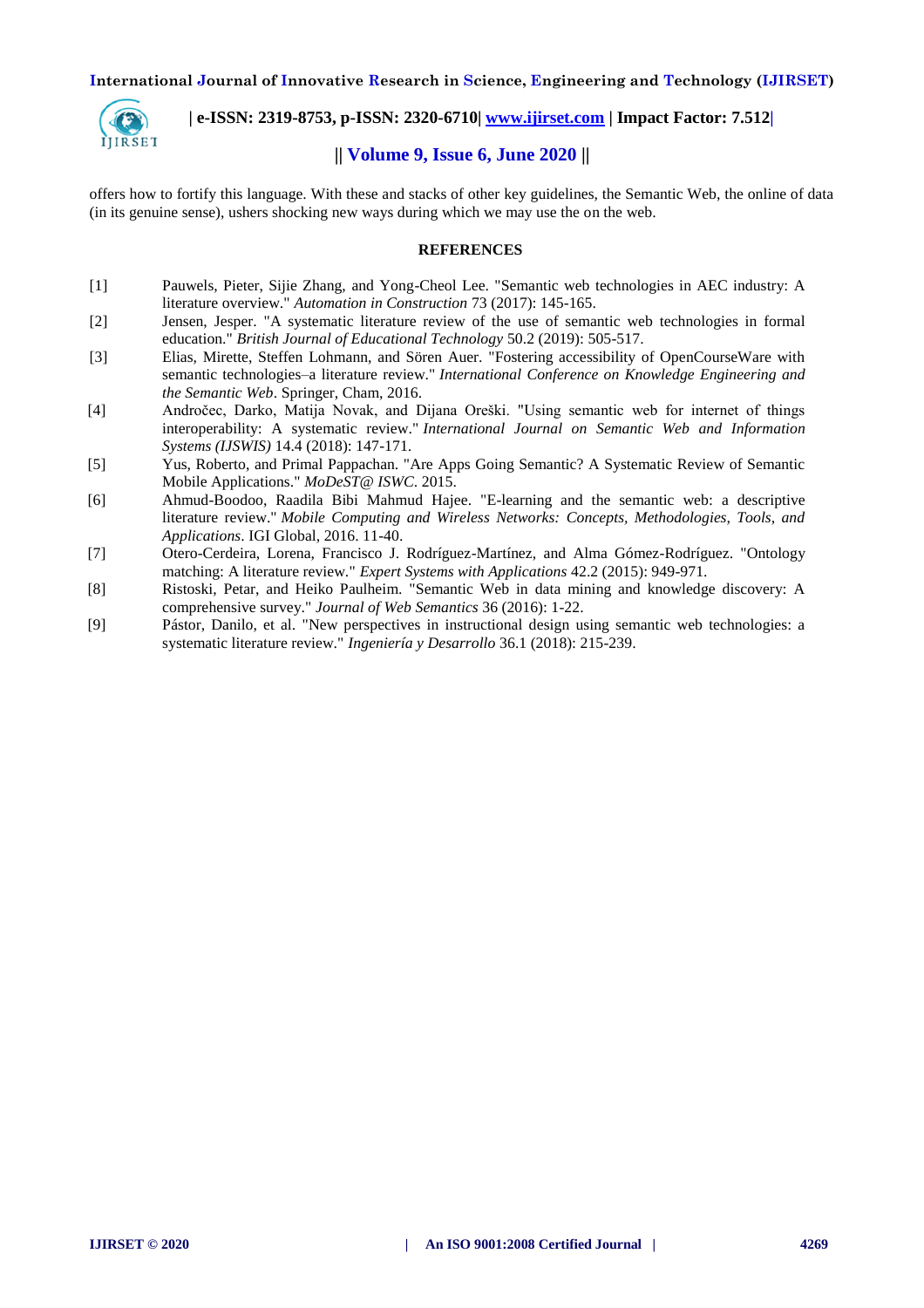offers how to fortify this language. With these and stacks of other key guidelines, the Semantic Web, the online of data (in its genuine sense), ushers shocking new ways during which we may use the on the web.

## REFERENCES

[1] Pauwels, Pieter, Sijie Zhang, and Yong-Cheol Lee. "Semantic web technologies in AEC industry: A literature overview." *Automation in Construction* 73 (2017): 145-165.

[2] Jensen, Jesper. "A systematic literature review of the use of semantic web technologies in formal education." *British Journal of Educational Technology* 50.2 (2019): 505-517.

[3] Elias, Mirette, Steffen Lohmann, and Sören Auer. "Fostering accessibility of OpenCourseWare with semantic technologies–a literature review." *International Conference on Knowledge Engineering and the Semantic Web*. Springer, Cham, 2016.

[4] Andročec, Darko, Matija Novak, and Dijana Oreški. "Using semantic web for internet of things interoperability: A systematic review." *International Journal on Semantic Web and Information Systems (IJSWIS)* 14.4 (2018): 147-171.

[5] Yus, Roberto, and Primal Pappachan. "Are Apps Going Semantic? A Systematic Review of Semantic Mobile Applications." *MoDeST@ ISWC*. 2015.

[6] Ahmud-Boodoo, Raadila Bibi Mahmud Hajee. "E-learning and the semantic web: a descriptive literature review." *Mobile Computing and Wireless Networks: Concepts, Methodologies, Tools, and Applications*. IGI Global, 2016. 11-40.

[7] Otero-Cerdeira, Lorena, Francisco J. Rodríguez-Martínez, and Alma Gómez-Rodríguez. "Ontology matching: A literature review." *Expert Systems with Applications* 42.2 (2015): 949-971.

[8] Ristoski, Petar, and Heiko Paulheim. "Semantic Web in data mining and knowledge discovery: A comprehensive survey." *Journal of Web Semantics* 36 (2016): 1-22.

[9] Pástor, Danilo, et al. "New perspectives in instructional design using semantic web technologies: a systematic literature review." *Ingeniería y Desarrollo* 36.1 (2018): 215-239.